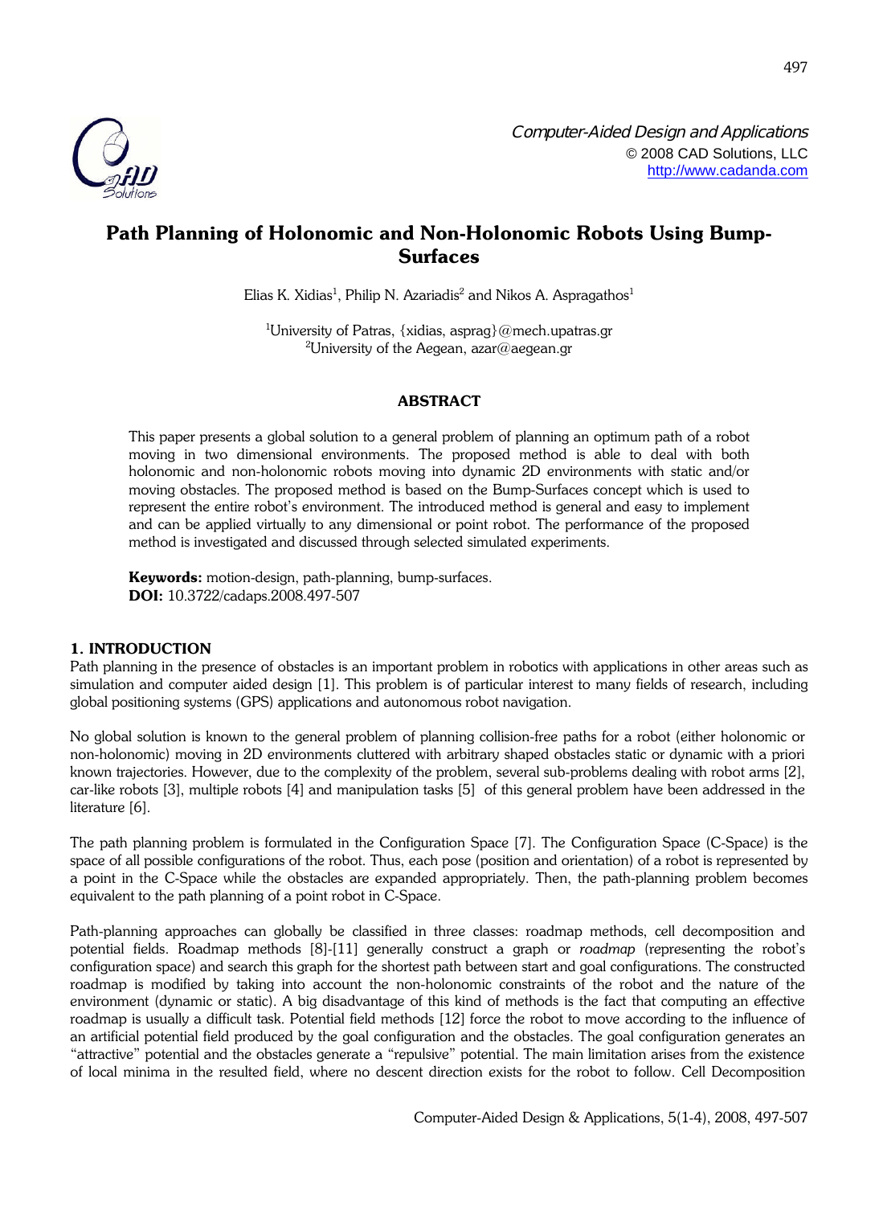# Path Planning of Holonomic and Non-Holonomic Robots Using Bump-Surfaces

Elias K. Xidias[1], Philip N. Azariadis[2] and Nikos A. Aspragathos[1]

[1]University of Patras, {xidias, asprag}@mech.upatras.gr
[2]University of the Aegean, azar@aegean.gr

## ABSTRACT

This paper presents a global solution to a general problem of planning an optimum path of a robot moving in two dimensional environments. The proposed method is able to deal with both holonomic and non-holonomic robots moving into dynamic 2D environments with static and/or moving obstacles. The proposed method is based on the Bump-Surfaces concept which is used to represent the entire robot's environment. The introduced method is general and easy to implement and can be applied virtually to any dimensional or point robot. The performance of the proposed method is investigated and discussed through selected simulated experiments.

**Keywords:** motion-design, path-planning, bump-surfaces.
**DOI:** 10.3722/cadaps.2008.497-507

## 1. INTRODUCTION

Path planning in the presence of obstacles is an important problem in robotics with applications in other areas such as simulation and computer aided design [1]. This problem is of particular interest to many fields of research, including global positioning systems (GPS) applications and autonomous robot navigation.

No global solution is known to the general problem of planning collision-free paths for a robot (either holonomic or non-holonomic) moving in 2D environments cluttered with arbitrary shaped obstacles static or dynamic with a priori known trajectories. However, due to the complexity of the problem, several sub-problems dealing with robot arms [2], car-like robots [3], multiple robots [4] and manipulation tasks [5] of this general problem have been addressed in the literature [6].

The path planning problem is formulated in the Configuration Space [7]. The Configuration Space (C-Space) is the space of all possible configurations of the robot. Thus, each pose (position and orientation) of a robot is represented by a point in the C-Space while the obstacles are expanded appropriately. Then, the path-planning problem becomes equivalent to the path planning of a point robot in C-Space.

Path-planning approaches can globally be classified in three classes: roadmap methods, cell decomposition and potential fields. Roadmap methods [8]-[11] generally construct a graph or *roadmap* (representing the robot's configuration space) and search this graph for the shortest path between start and goal configurations. The constructed roadmap is modified by taking into account the non-holonomic constraints of the robot and the nature of the environment (dynamic or static). A big disadvantage of this kind of methods is the fact that computing an effective roadmap is usually a difficult task. Potential field methods [12] force the robot to move according to the influence of an artificial potential field produced by the goal configuration and the obstacles. The goal configuration generates an "attractive" potential and the obstacles generate a "repulsive" potential. The main limitation arises from the existence of local minima in the resulted field, where no descent direction exists for the robot to follow. Cell Decomposition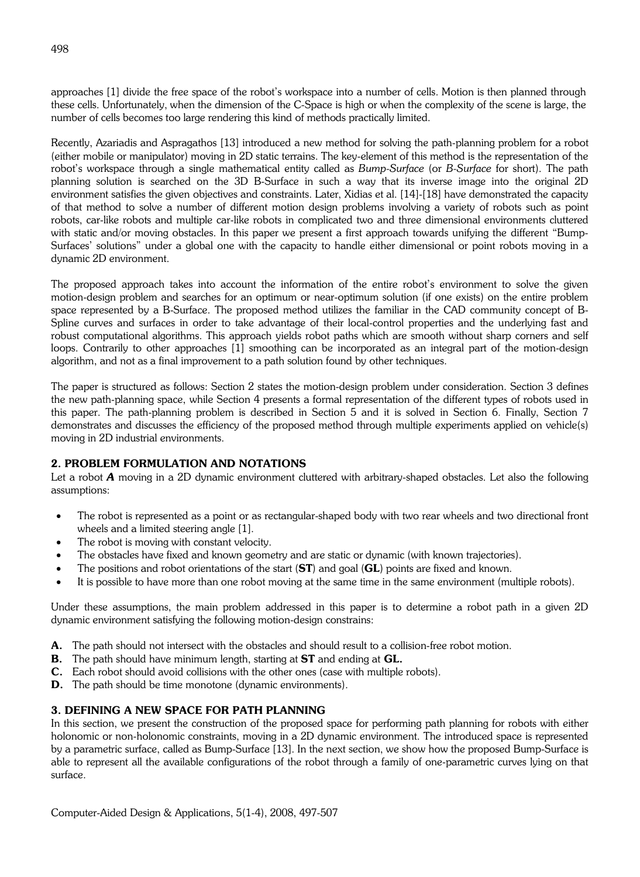approaches [1] divide the free space of the robot's workspace into a number of cells. Motion is then planned through these cells. Unfortunately, when the dimension of the C-Space is high or when the complexity of the scene is large, the number of cells becomes too large rendering this kind of methods practically limited.

Recently, Azariadis and Aspragathos [13] introduced a new method for solving the path-planning problem for a robot (either mobile or manipulator) moving in 2D static terrains. The key-element of this method is the representation of the robot's workspace through a single mathematical entity called as *Bump-Surface* (or *B-Surface* for short). The path planning solution is searched on the 3D B-Surface in such a way that its inverse image into the original 2D environment satisfies the given objectives and constraints. Later, Xidias et al. [14]-[18] have demonstrated the capacity of that method to solve a number of different motion design problems involving a variety of robots such as point robots, car-like robots and multiple car-like robots in complicated two and three dimensional environments cluttered with static and/or moving obstacles. In this paper we present a first approach towards unifying the different "Bump-Surfaces' solutions" under a global one with the capacity to handle either dimensional or point robots moving in a dynamic 2D environment.

The proposed approach takes into account the information of the entire robot's environment to solve the given motion-design problem and searches for an optimum or near-optimum solution (if one exists) on the entire problem space represented by a B-Surface. The proposed method utilizes the familiar in the CAD community concept of B-Spline curves and surfaces in order to take advantage of their local-control properties and the underlying fast and robust computational algorithms. This approach yields robot paths which are smooth without sharp corners and self loops. Contrarily to other approaches [1] smoothing can be incorporated as an integral part of the motion-design algorithm, and not as a final improvement to a path solution found by other techniques.

The paper is structured as follows: Section 2 states the motion-design problem under consideration. Section 3 defines the new path-planning space, while Section 4 presents a formal representation of the different types of robots used in this paper. The path-planning problem is described in Section 5 and it is solved in Section 6. Finally, Section 7 demonstrates and discusses the efficiency of the proposed method through multiple experiments applied on vehicle(s) moving in 2D industrial environments.

## 2. PROBLEM FORMULATION AND NOTATIONS

Let a robot ***A*** moving in a 2D dynamic environment cluttered with arbitrary-shaped obstacles. Let also the following assumptions:

- The robot is represented as a point or as rectangular-shaped body with two rear wheels and two directional front wheels and a limited steering angle [1].
- The robot is moving with constant velocity.
- The obstacles have fixed and known geometry and are static or dynamic (with known trajectories).
- The positions and robot orientations of the start (**ST**) and goal (**GL**) points are fixed and known.
- It is possible to have more than one robot moving at the same time in the same environment (multiple robots).

Under these assumptions, the main problem addressed in this paper is to determine a robot path in a given 2D dynamic environment satisfying the following motion-design constrains:

**A.** The path should not intersect with the obstacles and should result to a collision-free robot motion.
**B.** The path should have minimum length, starting at **ST** and ending at **GL.**
**C.** Each robot should avoid collisions with the other ones (case with multiple robots).
**D.** The path should be time monotone (dynamic environments).

## 3. DEFINING A NEW SPACE FOR PATH PLANNING

In this section, we present the construction of the proposed space for performing path planning for robots with either holonomic or non-holonomic constraints, moving in a 2D dynamic environment. The introduced space is represented by a parametric surface, called as Bump-Surface [13]. In the next section, we show how the proposed Bump-Surface is able to represent all the available configurations of the robot through a family of one-parametric curves lying on that surface.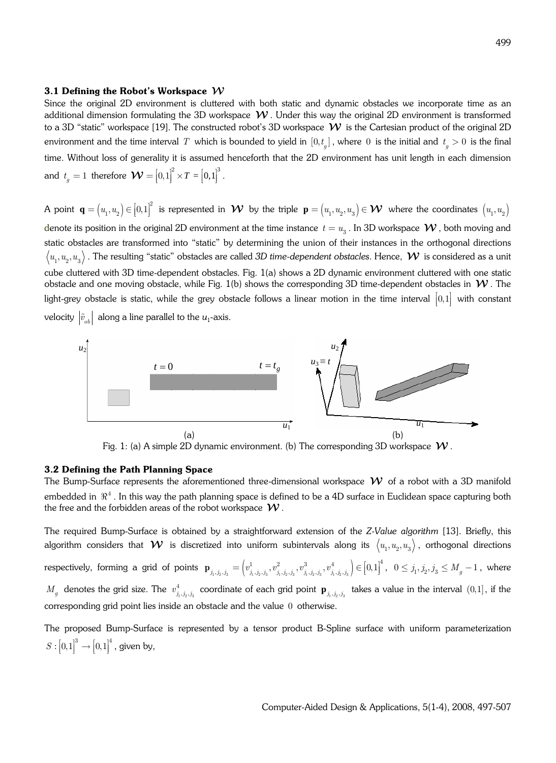### 3.1 Defining the Robot's Workspace $\mathcal{W}$

Since the original 2D environment is cluttered with both static and dynamic obstacles we incorporate time as an additional dimension formulating the 3D workspace $\mathcal{W}$. Under this way the original 2D environment is transformed to a 3D "static" workspace [19]. The constructed robot's 3D workspace $\mathcal{W}$ is the Cartesian product of the original 2D environment and the time interval $T$ which is bounded to yield in $[0, t_g]$, where $0$ is the initial and $t_g > 0$ is the final time. Without loss of generality it is assumed henceforth that the 2D environment has unit length in each dimension and $t_g = 1$ therefore $\mathcal{W} = [0,1]^2 \times T = [0,1]^3$.

A point $\mathbf{q} = (u_1, u_2) \in [0,1]^2$ is represented in $\mathcal{W}$ by the triple $\mathbf{p} = (u_1, u_2, u_3) \in \mathcal{W}$ where the coordinates $(u_1, u_2)$ denote its position in the original 2D environment at the time instance $t = u_3$. In 3D workspace $\mathcal{W}$, both moving and static obstacles are transformed into "static" by determining the union of their instances in the orthogonal directions $\langle u_1, u_2, u_3 \rangle$. The resulting "static" obstacles are called *3D time-dependent obstacles*. Hence, $\mathcal{W}$ is considered as a unit cube cluttered with 3D time-dependent obstacles. Fig. 1(a) shows a 2D dynamic environment cluttered with one static obstacle and one moving obstacle, while Fig. 1(b) shows the corresponding 3D time-dependent obstacles in $\mathcal{W}$. The light-grey obstacle is static, while the grey obstacle follows a linear motion in the time interval $[0,1]$ with constant velocity $|\vec{v}_{ob}|$ along a line parallel to the $u_1$-axis.

Fig. 1: (a) A simple 2D dynamic environment. (b) The corresponding 3D workspace $\mathcal{W}$.

### 3.2 Defining the Path Planning Space

The Bump-Surface represents the aforementioned three-dimensional workspace $\mathcal{W}$ of a robot with a 3D manifold embedded in $\Re^4$. In this way the path planning space is defined to be a 4D surface in Euclidean space capturing both the free and the forbidden areas of the robot workspace $\mathcal{W}$.

The required Bump-Surface is obtained by a straightforward extension of the *Z-Value algorithm* [13]. Briefly, this algorithm considers that $\mathcal{W}$ is discretized into uniform subintervals along its $\langle u_1, u_2, u_3 \rangle$, orthogonal directions respectively, forming a grid of points $\mathbf{p}_{j_1,j_2,j_3} = \left(v^1_{j_1,j_2,j_3}, v^2_{j_1,j_2,j_3}, v^3_{j_1,j_2,j_3}, v^4_{j_1,j_2,j_3}\right) \in [0,1]^4$, $0 \le j_1, j_2, j_3 \le M_g - 1$, where $M_g$ denotes the grid size. The $v^4_{j_1,j_2,j_3}$ coordinate of each grid point $\mathbf{p}_{j_1,j_2,j_3}$ takes a value in the interval $(0,1]$, if the corresponding grid point lies inside an obstacle and the value $0$ otherwise.

The proposed Bump-Surface is represented by a tensor product B-Spline surface with uniform parameterization $S : [0,1]^3 \to [0,1]^4$, given by,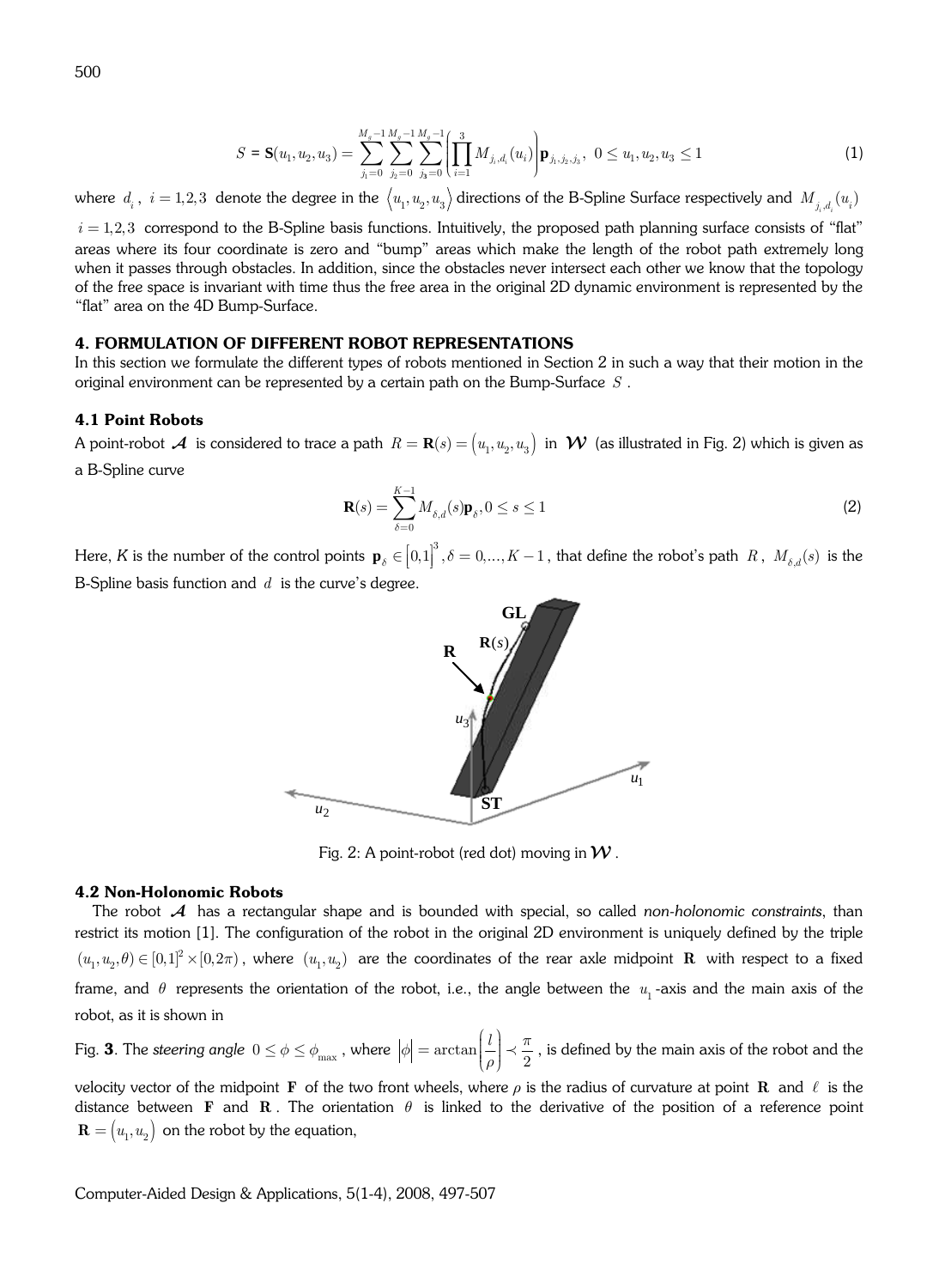$$S = \mathbf{S}(u_1,u_2,u_3) = \sum_{j_1=0}^{M_g-1}\sum_{j_2=0}^{M_g-1}\sum_{j_3=0}^{M_g-1}\left(\prod_{i=1}^{3} M_{j_i,d_i}(u_i)\right)\mathbf{p}_{j_1,j_2,j_3},\ 0\le u_1,u_2,u_3\le 1 \tag{1}$$

where $d_i$, $i=1,2,3$ denote the degree in the $\langle u_1,u_2,u_3\rangle$ directions of the B-Spline Surface respectively and $M_{j_i,d_i}(u_i)$ $i=1,2,3$ correspond to the B-Spline basis functions. Intuitively, the proposed path planning surface consists of "flat" areas where its four coordinate is zero and "bump" areas which make the length of the robot path extremely long when it passes through obstacles. In addition, since the obstacles never intersect each other we know that the topology of the free space is invariant with time thus the free area in the original 2D dynamic environment is represented by the "flat" area on the 4D Bump-Surface.

## 4. FORMULATION OF DIFFERENT ROBOT REPRESENTATIONS

In this section we formulate the different types of robots mentioned in Section 2 in such a way that their motion in the original environment can be represented by a certain path on the Bump-Surface $S$.

### 4.1 Point Robots

A point-robot $\mathcal{A}$ is considered to trace a path $R=\mathbf{R}(s)=(u_1,u_2,u_3)$ in $\mathcal{W}$ (as illustrated in Fig. 2) which is given as a B-Spline curve

$$\mathbf{R}(s)=\sum_{\delta=0}^{K-1} M_{\delta,d}(s)\mathbf{p}_{\delta}, 0\le s\le 1 \tag{2}$$

Here, K is the number of the control points $\mathbf{p}_{\delta}\in[0,1]^3, \delta=0,\dots,K-1$, that define the robot's path $R$, $M_{\delta,d}(s)$ is the B-Spline basis function and $d$ is the curve's degree.

Fig. 2: A point-robot (red dot) moving in $\mathcal{W}$.

### 4.2 Non-Holonomic Robots

The robot $\mathcal{A}$ has a rectangular shape and is bounded with special, so called *non-holonomic constraints*, than restrict its motion [1]. The configuration of the robot in the original 2D environment is uniquely defined by the triple $(u_1,u_2,\theta)\in[0,1]^2\times[0,2\pi)$, where $(u_1,u_2)$ are the coordinates of the rear axle midpoint $\mathbf{R}$ with respect to a fixed frame, and $\theta$ represents the orientation of the robot, i.e., the angle between the $u_1$-axis and the main axis of the robot, as it is shown in

Fig. **3**. The *steering angle* $0\le\phi\le\phi_{\max}$, where $|\phi|=\arctan\left(\frac{l}{\rho}\right)\prec\frac{\pi}{2}$, is defined by the main axis of the robot and the velocity vector of the midpoint $\mathbf{F}$ of the two front wheels, where $\rho$ is the radius of curvature at point $\mathbf{R}$ and $\ell$ is the distance between $\mathbf{F}$ and $\mathbf{R}$. The orientation $\theta$ is linked to the derivative of the position of a reference point $\mathbf{R}=(u_1,u_2)$ on the robot by the equation,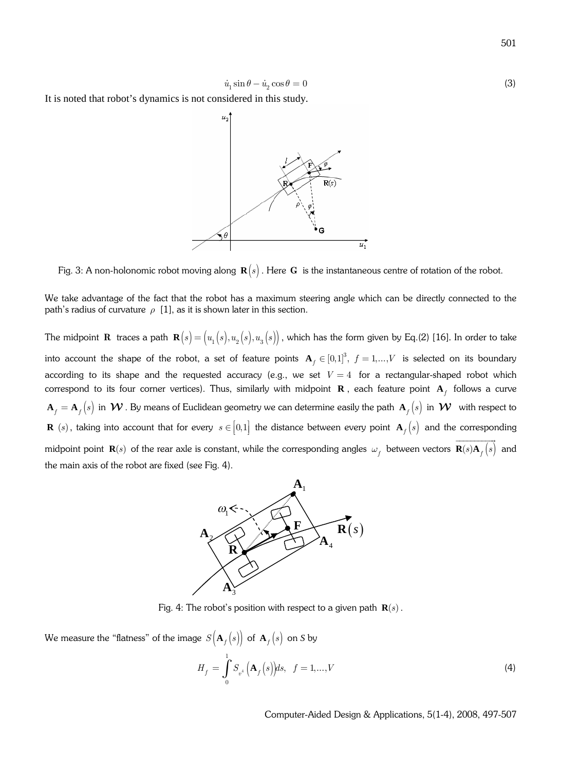$$\dot{u}_1 \sin\theta - \dot{u}_2 \cos\theta = 0 \tag{3}$$

It is noted that robot's dynamics is not considered in this study.

Fig. 3: A non-holonomic robot moving along $\mathbf{R}(s)$. Here $\mathbf{G}$ is the instantaneous centre of rotation of the robot.

We take advantage of the fact that the robot has a maximum steering angle which can be directly connected to the path's radius of curvature $\rho$ [1], as it is shown later in this section.

The midpoint $\mathbf{R}$ traces a path $\mathbf{R}(s) = (u_1(s), u_2(s), u_3(s))$, which has the form given by Eq.(2) [16]. In order to take into account the shape of the robot, a set of feature points $\mathbf{A}_f \in [0,1]^3,\ f = 1,...,V$ is selected on its boundary according to its shape and the requested accuracy (e.g., we set $V = 4$ for a rectangular-shaped robot which correspond to its four corner vertices). Thus, similarly with midpoint $\mathbf{R}$, each feature point $\mathbf{A}_f$ follows a curve $\mathbf{A}_f = \mathbf{A}_f(s)$ in $\mathcal{W}$. By means of Euclidean geometry we can determine easily the path $\mathbf{A}_f(s)$ in $\mathcal{W}$ with respect to $\mathbf{R}$ $(s)$, taking into account that for every $s \in [0,1]$ the distance between every point $\mathbf{A}_f(s)$ and the corresponding midpoint point $\mathbf{R}(s)$ of the rear axle is constant, while the corresponding angles $\omega_f$ between vectors $\overrightarrow{\mathbf{R}(s)\mathbf{A}_f(s)}$ and the main axis of the robot are fixed (see Fig. 4).

Fig. 4: The robot's position with respect to a given path $\mathbf{R}(s)$.

We measure the "flatness" of the image $S(\mathbf{A}_f(s))$ of $\mathbf{A}_f(s)$ on *S* by

$$H_f = \int_0^1 S_{v^4}(\mathbf{A}_f(s))ds, \quad f = 1,...,V \tag{4}$$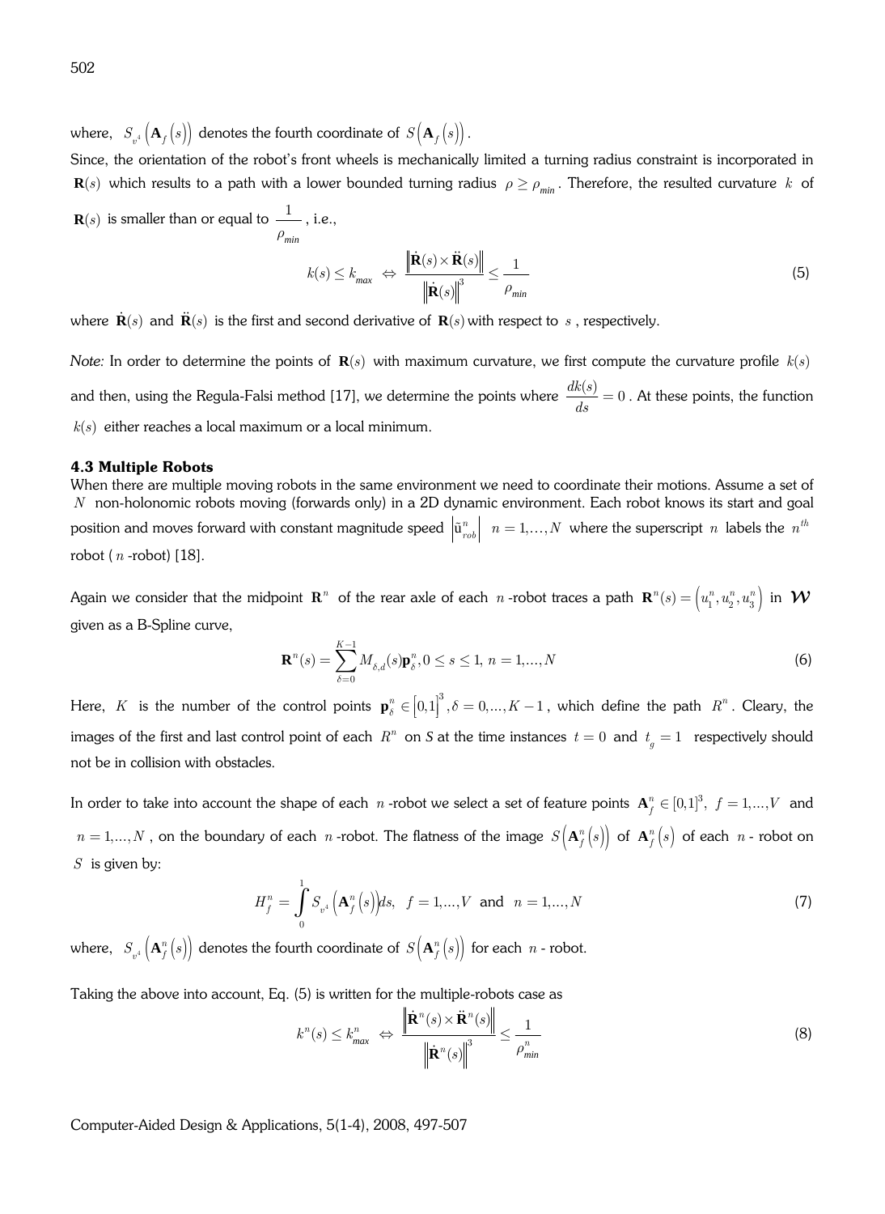where, $S_{v^4}\left(\mathbf{A}_f\left(s\right)\right)$ denotes the fourth coordinate of $S\left(\mathbf{A}_f\left(s\right)\right)$.

Since, the orientation of the robot's front wheels is mechanically limited a turning radius constraint is incorporated in $\mathbf{R}(s)$ which results to a path with a lower bounded turning radius $\rho \geq \rho_{min}$. Therefore, the resulted curvature $k$ of $\mathbf{R}(s)$ is smaller than or equal to $\dfrac{1}{\rho_{min}}$, i.e.,

$$k(s) \leq k_{max} \iff \frac{\left\|\dot{\mathbf{R}}(s) \times \ddot{\mathbf{R}}(s)\right\|}{\left\|\dot{\mathbf{R}}(s)\right\|^3} \leq \frac{1}{\rho_{min}} \tag{5}$$

where $\dot{\mathbf{R}}(s)$ and $\ddot{\mathbf{R}}(s)$ is the first and second derivative of $\mathbf{R}(s)$ with respect to $s$, respectively.

*Note:* In order to determine the points of $\mathbf{R}(s)$ with maximum curvature, we first compute the curvature profile $k(s)$ and then, using the Regula-Falsi method [17], we determine the points where $\dfrac{dk(s)}{ds} = 0$. At these points, the function $k(s)$ either reaches a local maximum or a local minimum.

### 4.3 Multiple Robots

When there are multiple moving robots in the same environment we need to coordinate their motions. Assume a set of $N$ non-holonomic robots moving (forwards only) in a 2D dynamic environment. Each robot knows its start and goal position and moves forward with constant magnitude speed $\left|\tilde{u}^n_{rob}\right|$ $n = 1,\ldots,N$ where the superscript $n$ labels the $n^{th}$ robot ($n$-robot) [18].

Again we consider that the midpoint $\mathbf{R}^n$ of the rear axle of each $n$-robot traces a path $\mathbf{R}^n(s) = \left(u_1^n, u_2^n, u_3^n\right)$ in $\boldsymbol{\mathcal{W}}$ given as a B-Spline curve,

$$\mathbf{R}^n(s) = \sum_{\delta=0}^{K-1} M_{\delta,d}(s)\mathbf{p}_\delta^n, 0 \leq s \leq 1,\ n = 1,\ldots,N \tag{6}$$

Here, $K$ is the number of the control points $\mathbf{p}_\delta^n \in \left[0,1\right]^3, \delta = 0,\ldots,K-1$, which define the path $R^n$. Cleary, the images of the first and last control point of each $R^n$ on *S* at the time instances $t = 0$ and $t_g = 1$ respectively should not be in collision with obstacles.

In order to take into account the shape of each $n$-robot we select a set of feature points $\mathbf{A}_f^n \in [0,1]^3,\ f = 1,\ldots,V$ and $n = 1,\ldots,N$, on the boundary of each $n$-robot. The flatness of the image $S\left(\mathbf{A}_f^n\left(s\right)\right)$ of $\mathbf{A}_f^n\left(s\right)$ of each $n$- robot on $S$ is given by:

$$H_f^n = \int_0^1 S_{v^4}\left(\mathbf{A}_f^n\left(s\right)\right)ds, \quad f = 1,\ldots,V \text{ and } \quad n = 1,\ldots,N \tag{7}$$

where, $S_{v^4}\left(\mathbf{A}_f^n\left(s\right)\right)$ denotes the fourth coordinate of $S\left(\mathbf{A}_f^n\left(s\right)\right)$ for each $n$- robot.

Taking the above into account, Eq. (5) is written for the multiple-robots case as

$$k^n(s) \leq k_{max}^n \iff \frac{\left\|\dot{\mathbf{R}}^n(s) \times \ddot{\mathbf{R}}^n(s)\right\|}{\left\|\dot{\mathbf{R}}^n(s)\right\|^3} \leq \frac{1}{\rho_{min}^n} \tag{8}$$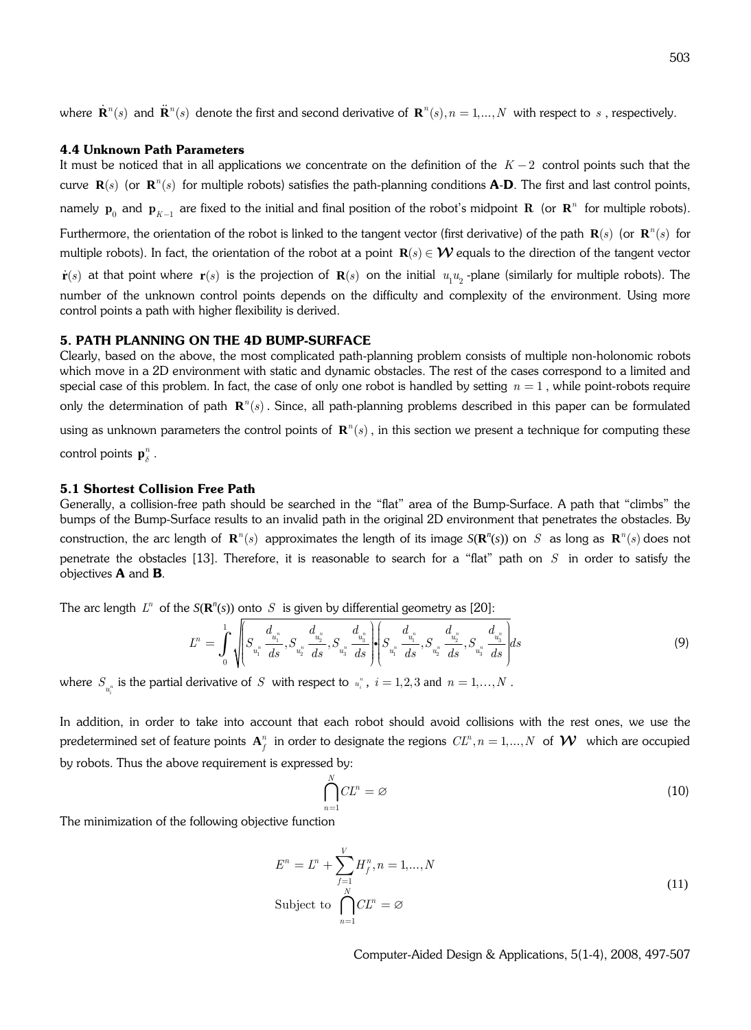where $\dot{\mathbf{R}}^n(s)$ and $\ddot{\mathbf{R}}^n(s)$ denote the first and second derivative of $\mathbf{R}^n(s), n = 1,...,N$ with respect to $s$, respectively.

### 4.4 Unknown Path Parameters

It must be noticed that in all applications we concentrate on the definition of the $K-2$ control points such that the curve $\mathbf{R}(s)$ (or $\mathbf{R}^n(s)$ for multiple robots) satisfies the path-planning conditions **A**-**D**. The first and last control points, namely $\mathbf{p}_0$ and $\mathbf{p}_{K-1}$ are fixed to the initial and final position of the robot's midpoint $\mathbf{R}$ (or $\mathbf{R}^n$ for multiple robots). Furthermore, the orientation of the robot is linked to the tangent vector (first derivative) of the path $\mathbf{R}(s)$ (or $\mathbf{R}^n(s)$ for multiple robots). In fact, the orientation of the robot at a point $\mathbf{R}(s) \in \mathcal{W}$ equals to the direction of the tangent vector $\dot{\mathbf{r}}(s)$ at that point where $\mathbf{r}(s)$ is the projection of $\mathbf{R}(s)$ on the initial $u_1 u_2$-plane (similarly for multiple robots). The number of the unknown control points depends on the difficulty and complexity of the environment. Using more control points a path with higher flexibility is derived.

## 5. PATH PLANNING ON THE 4D BUMP-SURFACE

Clearly, based on the above, the most complicated path-planning problem consists of multiple non-holonomic robots which move in a 2D environment with static and dynamic obstacles. The rest of the cases correspond to a limited and special case of this problem. In fact, the case of only one robot is handled by setting $n = 1$, while point-robots require only the determination of path $\mathbf{R}^n(s)$. Since, all path-planning problems described in this paper can be formulated using as unknown parameters the control points of $\mathbf{R}^n(s)$, in this section we present a technique for computing these control points $\mathbf{p}_\delta^n$.

### 5.1 Shortest Collision Free Path

Generally, a collision-free path should be searched in the "flat" area of the Bump-Surface. A path that "climbs" the bumps of the Bump-Surface results to an invalid path in the original 2D environment that penetrates the obstacles. By construction, the arc length of $\mathbf{R}^n(s)$ approximates the length of its image $S(\mathbf{R}^n(s))$ on $S$ as long as $\mathbf{R}^n(s)$ does not penetrate the obstacles [13]. Therefore, it is reasonable to search for a "flat" path on $S$ in order to satisfy the objectives **A** and **B**.

The arc length $L^n$ of the $S(\mathbf{R}^n(s))$ onto $S$ is given by differential geometry as [20]:

$$L^n = \int_0^1 \sqrt{\left(S_{u_1^n} \frac{d_{u_1^n}}{ds}, S_{u_2^n} \frac{d_{u_2^n}}{ds}, S_{u_3^n} \frac{d_{u_3^n}}{ds}\right) \bullet \left(S_{u_1^n} \frac{d_{u_1^n}}{ds}, S_{u_2^n} \frac{d_{u_2^n}}{ds}, S_{u_3^n} \frac{d_{u_3^n}}{ds}\right)} ds \tag{9}$$

where $S_{u_i^n}$ is the partial derivative of $S$ with respect to $u_i^n$, $i = 1,2,3$ and $n = 1,\ldots,N$.

In addition, in order to take into account that each robot should avoid collisions with the rest ones, we use the predetermined set of feature points $\mathbf{A}_f^n$ in order to designate the regions $CL^n, n = 1,...,N$ of $\mathcal{W}$ which are occupied by robots. Thus the above requirement is expressed by:

$$\bigcap_{n=1}^{N} CL^n = \varnothing \tag{10}$$

The minimization of the following objective function

$$\begin{aligned} E^n &= L^n + \sum_{f=1}^{V} H_f^n, n = 1,...,N \\ \text{Subject to } &\bigcap_{n=1}^{N} CL^n = \varnothing \end{aligned} \tag{11}$$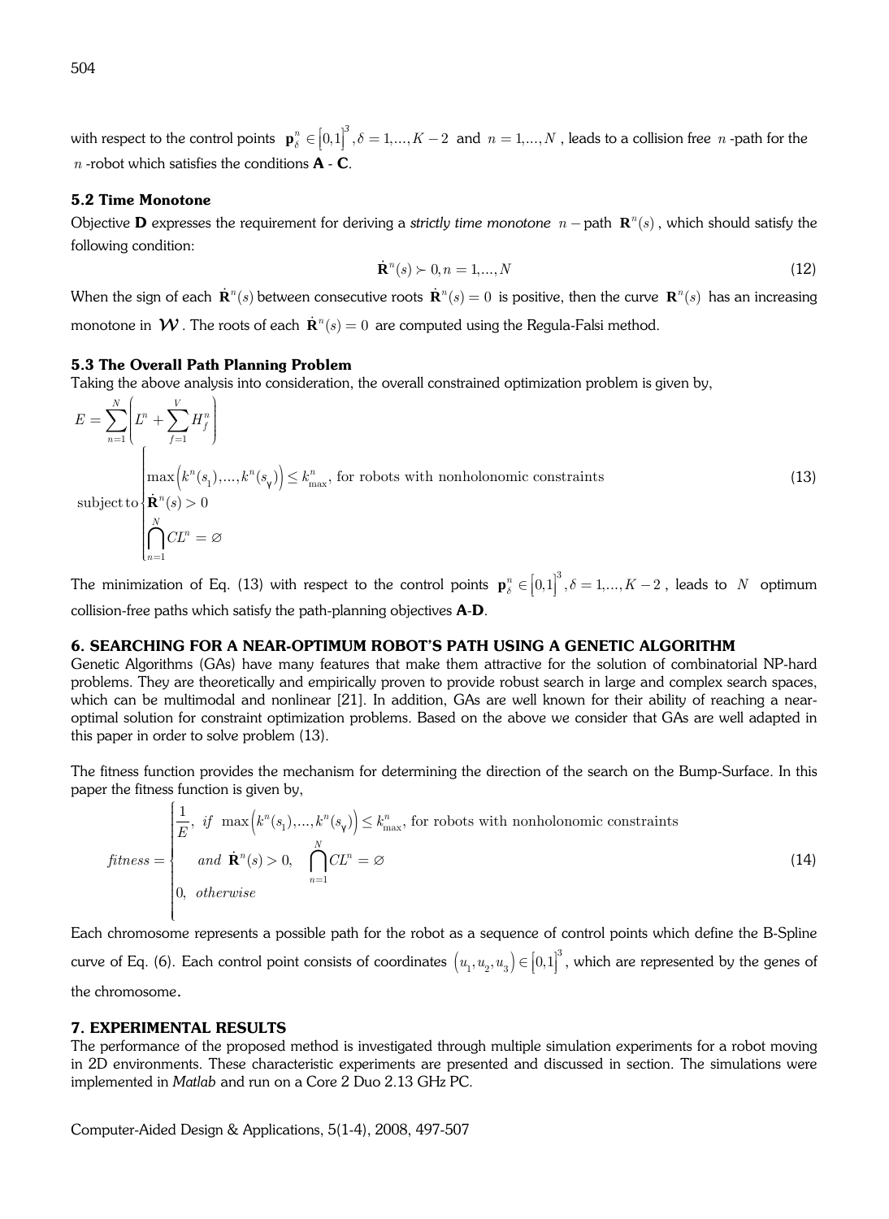with respect to the control points $\mathbf{p}_\delta^n \in [0,1]^3, \delta = 1,...,K-2$ and $n = 1,...,N$, leads to a collision free $n$-path for the $n$-robot which satisfies the conditions **A** - **C**.

### 5.2 Time Monotone

Objective **D** expresses the requirement for deriving a *strictly time monotone* $n-$path $\mathbf{R}^n(s)$, which should satisfy the following condition:

$$\dot{\mathbf{R}}^n(s) \succ 0, n = 1,...,N \tag{12}$$

When the sign of each $\dot{\mathbf{R}}^n(s)$ between consecutive roots $\dot{\mathbf{R}}^n(s) = 0$ is positive, then the curve $\mathbf{R}^n(s)$ has an increasing monotone in $\mathcal{W}$. The roots of each $\dot{\mathbf{R}}^n(s) = 0$ are computed using the Regula-Falsi method.

### 5.3 The Overall Path Planning Problem

Taking the above analysis into consideration, the overall constrained optimization problem is given by,

$$E = \sum_{n=1}^{N}\left(L^n + \sum_{f=1}^{V} H_f^n\right)$$

$$\text{subject to}\begin{cases}\max\left(k^n(s_1),...,k^n(s_\gamma)\right) \le k_{\max}^n, \text{ for robots with nonholonomic constraints} \\ \dot{\mathbf{R}}^n(s) > 0 \\ \bigcap_{n=1}^{N} CL^n = \varnothing\end{cases} \tag{13}$$

The minimization of Eq. (13) with respect to the control points $\mathbf{p}_\delta^n \in [0,1]^3, \delta = 1,...,K-2$, leads to $N$ optimum collision-free paths which satisfy the path-planning objectives **A**-**D**.

## 6. SEARCHING FOR A NEAR-OPTIMUM ROBOT'S PATH USING A GENETIC ALGORITHM

Genetic Algorithms (GAs) have many features that make them attractive for the solution of combinatorial NP-hard problems. They are theoretically and empirically proven to provide robust search in large and complex search spaces, which can be multimodal and nonlinear [21]. In addition, GAs are well known for their ability of reaching a near-optimal solution for constraint optimization problems. Based on the above we consider that GAs are well adapted in this paper in order to solve problem (13).

The fitness function provides the mechanism for determining the direction of the search on the Bump-Surface. In this paper the fitness function is given by,

$$fitness = \begin{cases}\dfrac{1}{E}, \ \ if \ \ \max\left(k^n(s_1),...,k^n(s_\gamma)\right) \le k_{\max}^n, \text{ for robots with nonholonomic constraints} \\ \quad\ and \ \ \dot{\mathbf{R}}^n(s) > 0, \quad \bigcap_{n=1}^{N} CL^n = \varnothing \\ 0, \ \ otherwise\end{cases} \tag{14}$$

Each chromosome represents a possible path for the robot as a sequence of control points which define the B-Spline curve of Eq. (6). Each control point consists of coordinates $(u_1, u_2, u_3) \in [0,1]^3$, which are represented by the genes of the chromosome.

## 7. EXPERIMENTAL RESULTS

The performance of the proposed method is investigated through multiple simulation experiments for a robot moving in 2D environments. These characteristic experiments are presented and discussed in section. The simulations were implemented in *Matlab* and run on a Core 2 Duo 2.13 GHz PC.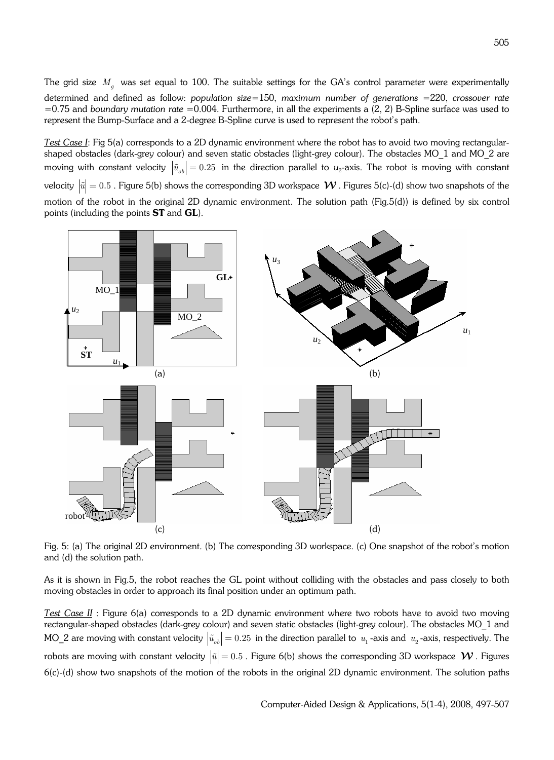The grid size $M_g$ was set equal to 100. The suitable settings for the GA's control parameter were experimentally determined and defined as follow: *population size*=150, *maximum number of generations* =220, *crossover rate* =0.75 and *boundary mutation rate* =0.004. Furthermore, in all the experiments a (2, 2) B-Spline surface was used to represent the Bump-Surface and a 2-degree B-Spline curve is used to represent the robot's path.

*Test Case I*: Fig 5(a) corresponds to a 2D dynamic environment where the robot has to avoid two moving rectangular-shaped obstacles (dark-grey colour) and seven static obstacles (light-grey colour). The obstacles MO_1 and MO_2 are moving with constant velocity $\left|\tilde{u}_{ob}\right| = 0.25$ in the direction parallel to $u_2$-axis. The robot is moving with constant velocity $\left|\tilde{u}\right| = 0.5$. Figure 5(b) shows the corresponding 3D workspace $\mathcal{W}$. Figures 5(c)-(d) show two snapshots of the motion of the robot in the original 2D dynamic environment. The solution path (Fig.5(d)) is defined by six control points (including the points **ST** and **GL**).

Fig. 5: (a) The original 2D environment. (b) The corresponding 3D workspace. (c) One snapshot of the robot's motion and (d) the solution path.

As it is shown in Fig.5, the robot reaches the GL point without colliding with the obstacles and pass closely to both moving obstacles in order to approach its final position under an optimum path.

*Test Case II* : Figure 6(a) corresponds to a 2D dynamic environment where two robots have to avoid two moving rectangular-shaped obstacles (dark-grey colour) and seven static obstacles (light-grey colour). The obstacles MO_1 and MO_2 are moving with constant velocity $\left|\tilde{u}_{ob}\right| = 0.25$ in the direction parallel to $u_1$-axis and $u_2$-axis, respectively. The robots are moving with constant velocity $\left|\tilde{u}\right| = 0.5$. Figure 6(b) shows the corresponding 3D workspace $\mathcal{W}$. Figures 6(c)-(d) show two snapshots of the motion of the robots in the original 2D dynamic environment. The solution paths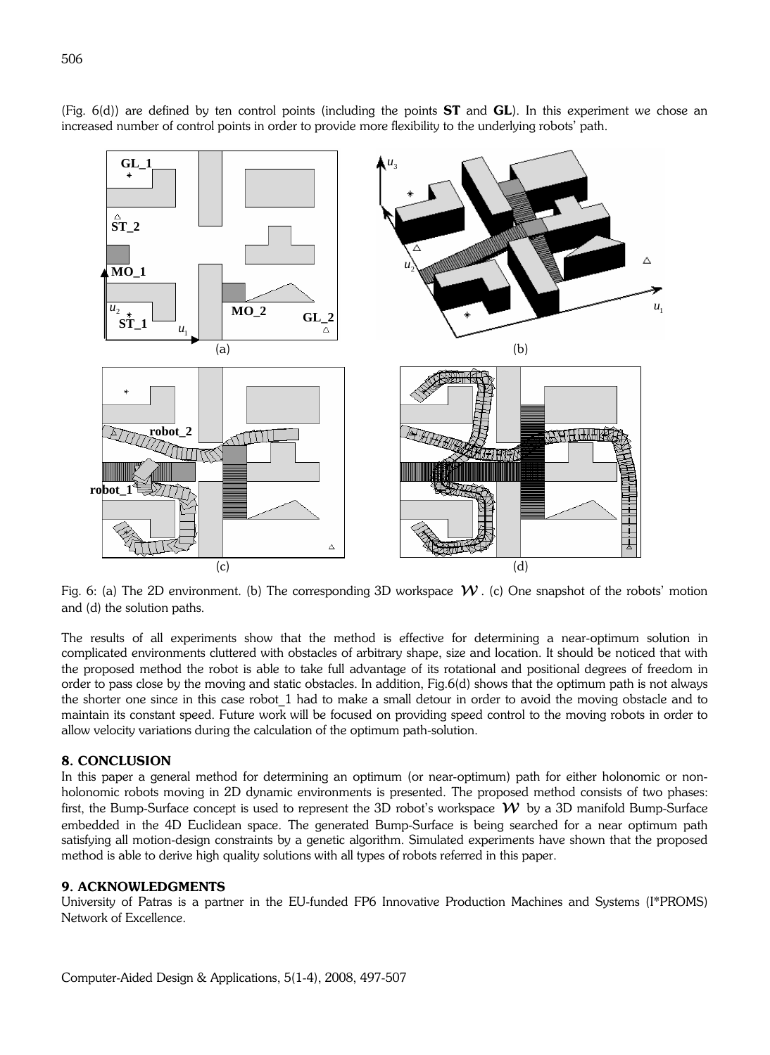(Fig. 6(d)) are defined by ten control points (including the points **ST** and **GL**). In this experiment we chose an increased number of control points in order to provide more flexibility to the underlying robots' path.

Fig. 6: (a) The 2D environment. (b) The corresponding 3D workspace $\mathcal{W}$. (c) One snapshot of the robots' motion and (d) the solution paths.

The results of all experiments show that the method is effective for determining a near-optimum solution in complicated environments cluttered with obstacles of arbitrary shape, size and location. It should be noticed that with the proposed method the robot is able to take full advantage of its rotational and positional degrees of freedom in order to pass close by the moving and static obstacles. In addition, Fig.6(d) shows that the optimum path is not always the shorter one since in this case robot_1 had to make a small detour in order to avoid the moving obstacle and to maintain its constant speed. Future work will be focused on providing speed control to the moving robots in order to allow velocity variations during the calculation of the optimum path-solution.

## 8. CONCLUSION

In this paper a general method for determining an optimum (or near-optimum) path for either holonomic or non-holonomic robots moving in 2D dynamic environments is presented. The proposed method consists of two phases: first, the Bump-Surface concept is used to represent the 3D robot's workspace $\mathcal{W}$ by a 3D manifold Bump-Surface embedded in the 4D Euclidean space. The generated Bump-Surface is being searched for a near optimum path satisfying all motion-design constraints by a genetic algorithm. Simulated experiments have shown that the proposed method is able to derive high quality solutions with all types of robots referred in this paper.

## 9. ACKNOWLEDGMENTS

University of Patras is a partner in the EU-funded FP6 Innovative Production Machines and Systems (I*PROMS) Network of Excellence.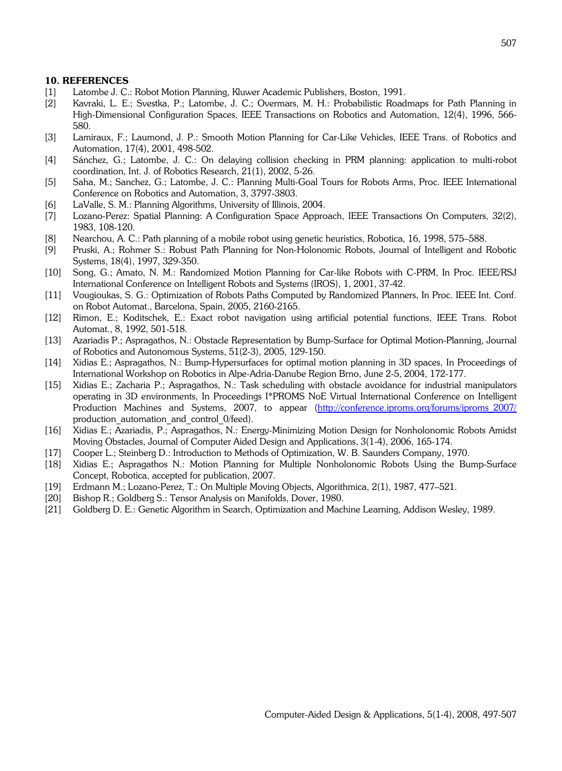## 10. REFERENCES

[1] Latombe J. C.: Robot Motion Planning, Kluwer Academic Publishers, Boston, 1991.

[2] Kavraki, L. E.; Svestka, P.; Latombe, J. C.; Overmars, M. H.: Probabilistic Roadmaps for Path Planning in High-Dimensional Configuration Spaces, IEEE Transactions on Robotics and Automation, 12(4), 1996, 566-580.

[3] Lamiraux, F.; Laumond, J. P.: Smooth Motion Planning for Car-Like Vehicles, IEEE Trans. of Robotics and Automation, 17(4), 2001, 498-502.

[4] Sánchez, G.; Latombe, J. C.: On delaying collision checking in PRM planning: application to multi-robot coordination, Int. J. of Robotics Research, 21(1), 2002, 5-26.

[5] Saha, M.; Sanchez, G.; Latombe, J. C.: Planning Multi-Goal Tours for Robots Arms, Proc. IEEE International Conference on Robotics and Automation, 3, 3797-3803.

[6] LaValle, S. M.: Planning Algorithms, University of Illinois, 2004.

[7] Lozano-Perez: Spatial Planning: A Configuration Space Approach, IEEE Transactions On Computers, 32(2), 1983, 108-120.

[8] Nearchou, A. C.: Path planning of a mobile robot using genetic heuristics, Robotica, 16, 1998, 575–588.

[9] Pruski, A.; Rohmer S.: Robust Path Planning for Non-Holonomic Robots, Journal of Intelligent and Robotic Systems, 18(4), 1997, 329-350.

[10] Song, G.; Amato, N. M.: Randomized Motion Planning for Car-like Robots with C-PRM, In Proc. IEEE/RSJ International Conference on Intelligent Robots and Systems (IROS), 1, 2001, 37-42.

[11] Vougioukas, S. G.: Optimization of Robots Paths Computed by Randomized Planners, In Proc. IEEE Int. Conf. on Robot Automat., Barcelona, Spain, 2005, 2160-2165.

[12] Rimon, E.; Koditschek, E.: Exact robot navigation using artificial potential functions, IEEE Trans. Robot Automat., 8, 1992, 501-518.

[13] Azariadis P.; Aspragathos, N.: Obstacle Representation by Bump-Surface for Optimal Motion-Planning, Journal of Robotics and Autonomous Systems, 51(2-3), 2005, 129-150.

[14] Xidias E.; Aspragathos, N.: Bump-Hypersurfaces for optimal motion planning in 3D spaces, In Proceedings of International Workshop on Robotics in Alpe-Adria-Danube Region Brno, June 2-5, 2004, 172-177.

[15] Xidias E.; Zacharia P.; Aspragathos, N.: Task scheduling with obstacle avoidance for industrial manipulators operating in 3D environments, In Proceedings I*PROMS NoE Virtual International Conference on Intelligent Production Machines and Systems, 2007, to appear (http://conference.iproms.org/forums/iproms_2007/production_automation_and_control_0/feed).

[16] Xidias E.; Azariadis, P.; Aspragathos, N.: Energy-Minimizing Motion Design for Nonholonomic Robots Amidst Moving Obstacles, Journal of Computer Aided Design and Applications, 3(1-4), 2006, 165-174.

[17] Cooper L.; Steinberg D.: Introduction to Methods of Optimization, W. B. Saunders Company, 1970.

[18] Xidias E.; Aspragathos N.: Motion Planning for Multiple Nonholonomic Robots Using the Bump-Surface Concept, Robotica, accepted for publication, 2007.

[19] Erdmann M.; Lozano-Perez, T.: On Multiple Moving Objects, Algorithmica, 2(1), 1987, 477–521.

[20] Bishop R.; Goldberg S.: Tensor Analysis on Manifolds, Dover, 1980.

[21] Goldberg D. E.: Genetic Algorithm in Search, Optimization and Machine Learning, Addison Wesley, 1989.